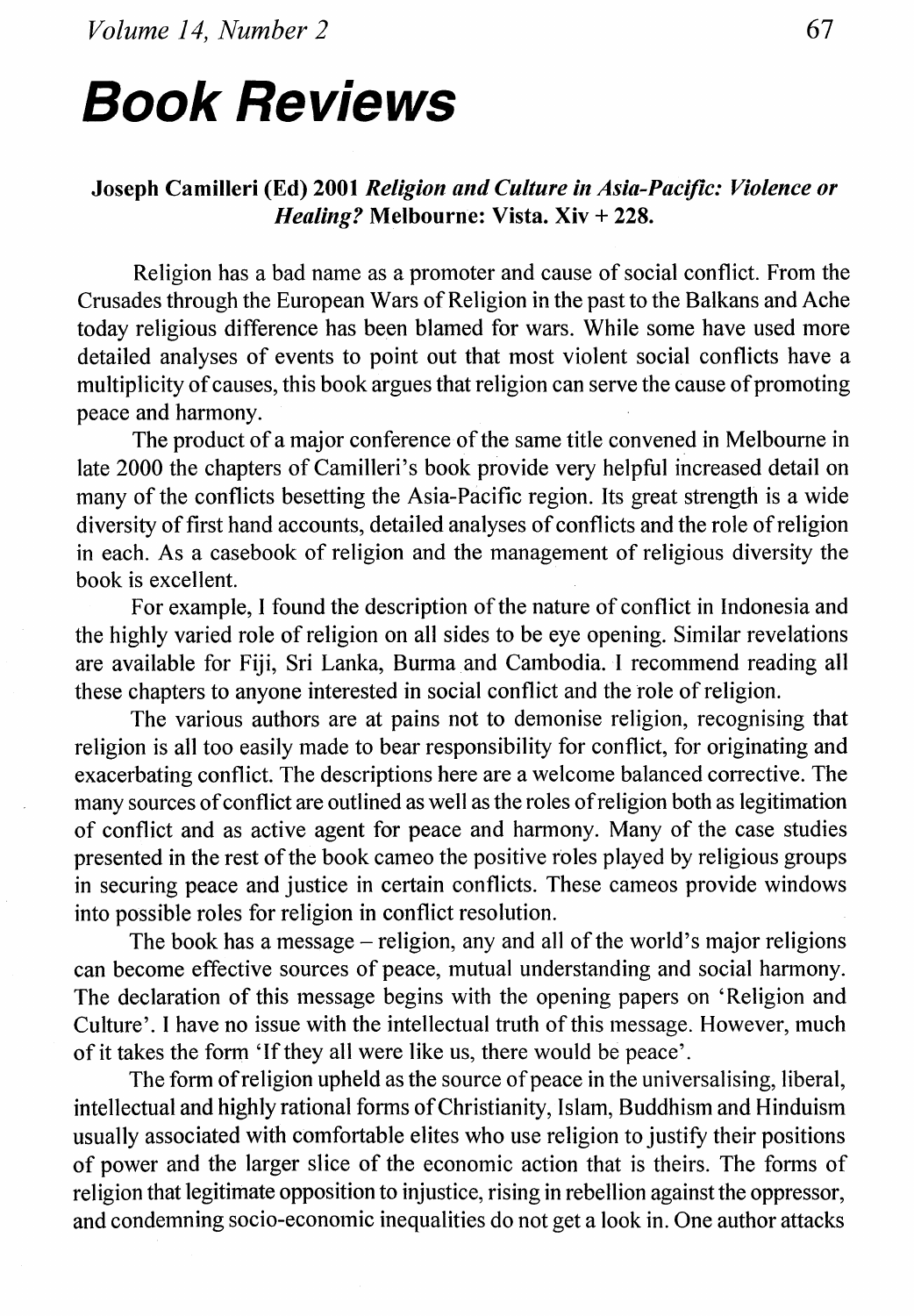# Book Reviews

**Joseph Camilleri (Ed) 2001 *Religion and Culture in Asia-Pacific: Violence or Healing?* Melbourne: Vista. Xiv + 228.**

Religion has a bad name as a promoter and cause of social conflict. From the Crusades through the European Wars of Religion in the past to the Balkans and Ache today religious difference has been blamed for wars. While some have used more detailed analyses of events to point out that most violent social conflicts have a multiplicity of causes, this book argues that religion can serve the cause of promoting peace and harmony.

The product of a major conference of the same title convened in Melbourne in late 2000 the chapters of Camilleri's book provide very helpful increased detail on many of the conflicts besetting the Asia-Pacific region. Its great strength is a wide diversity of first hand accounts, detailed analyses of conflicts and the role of religion in each. As a casebook of religion and the management of religious diversity the book is excellent.

For example, I found the description of the nature of conflict in Indonesia and the highly varied role of religion on all sides to be eye opening. Similar revelations are available for Fiji, Sri Lanka, Burma and Cambodia. I recommend reading all these chapters to anyone interested in social conflict and the role of religion.

The various authors are at pains not to demonise religion, recognising that religion is all too easily made to bear responsibility for conflict, for originating and exacerbating conflict. The descriptions here are a welcome balanced corrective. The many sources of conflict are outlined as well as the roles of religion both as legitimation of conflict and as active agent for peace and harmony. Many of the case studies presented in the rest of the book cameo the positive roles played by religious groups in securing peace and justice in certain conflicts. These cameos provide windows into possible roles for religion in conflict resolution.

The book has a message – religion, any and all of the world's major religions can become effective sources of peace, mutual understanding and social harmony. The declaration of this message begins with the opening papers on 'Religion and Culture'. I have no issue with the intellectual truth of this message. However, much of it takes the form 'If they all were like us, there would be peace'.

The form of religion upheld as the source of peace in the universalising, liberal, intellectual and highly rational forms of Christianity, Islam, Buddhism and Hinduism usually associated with comfortable elites who use religion to justify their positions of power and the larger slice of the economic action that is theirs. The forms of religion that legitimate opposition to injustice, rising in rebellion against the oppressor, and condemning socio-economic inequalities do not get a look in. One author attacks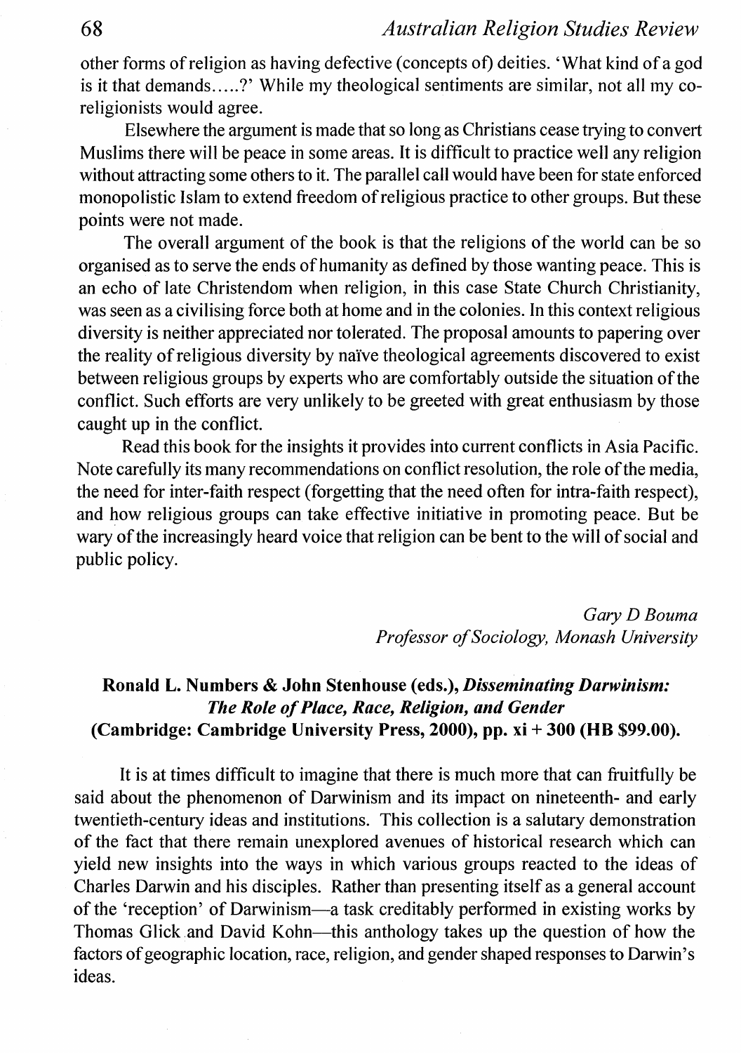other forms of religion as having defective (concepts of) deities. 'What kind of a god is it that demands.....?' While my theological sentiments are similar, not all my co-religionists would agree.

Elsewhere the argument is made that so long as Christians cease trying to convert Muslims there will be peace in some areas. It is difficult to practice well any religion without attracting some others to it. The parallel call would have been for state enforced monopolistic Islam to extend freedom of religious practice to other groups. But these points were not made.

The overall argument of the book is that the religions of the world can be so organised as to serve the ends of humanity as defined by those wanting peace. This is an echo of late Christendom when religion, in this case State Church Christianity, was seen as a civilising force both at home and in the colonies. In this context religious diversity is neither appreciated nor tolerated. The proposal amounts to papering over the reality of religious diversity by naïve theological agreements discovered to exist between religious groups by experts who are comfortably outside the situation of the conflict. Such efforts are very unlikely to be greeted with great enthusiasm by those caught up in the conflict.

Read this book for the insights it provides into current conflicts in Asia Pacific. Note carefully its many recommendations on conflict resolution, the role of the media, the need for inter-faith respect (forgetting that the need often for intra-faith respect), and how religious groups can take effective initiative in promoting peace. But be wary of the increasingly heard voice that religion can be bent to the will of social and public policy.

*Gary D Bouma*
*Professor of Sociology, Monash University*

**Ronald L. Numbers & John Stenhouse (eds.), *Disseminating Darwinism: The Role of Place, Race, Religion, and Gender* (Cambridge: Cambridge University Press, 2000), pp. xi + 300 (HB \$99.00).**

It is at times difficult to imagine that there is much more that can fruitfully be said about the phenomenon of Darwinism and its impact on nineteenth- and early twentieth-century ideas and institutions. This collection is a salutary demonstration of the fact that there remain unexplored avenues of historical research which can yield new insights into the ways in which various groups reacted to the ideas of Charles Darwin and his disciples. Rather than presenting itself as a general account of the 'reception' of Darwinism—a task creditably performed in existing works by Thomas Glick and David Kohn—this anthology takes up the question of how the factors of geographic location, race, religion, and gender shaped responses to Darwin's ideas.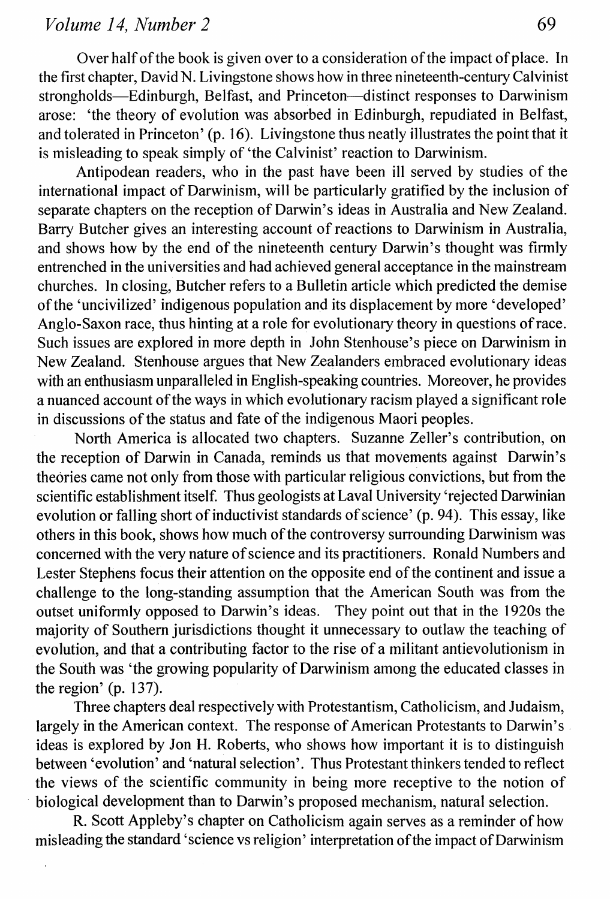Over half of the book is given over to a consideration of the impact of place. In the first chapter, David N. Livingstone shows how in three nineteenth-century Calvinist strongholds—Edinburgh, Belfast, and Princeton—distinct responses to Darwinism arose: 'the theory of evolution was absorbed in Edinburgh, repudiated in Belfast, and tolerated in Princeton' (p. 16). Livingstone thus neatly illustrates the point that it is misleading to speak simply of 'the Calvinist' reaction to Darwinism.

Antipodean readers, who in the past have been ill served by studies of the international impact of Darwinism, will be particularly gratified by the inclusion of separate chapters on the reception of Darwin's ideas in Australia and New Zealand. Barry Butcher gives an interesting account of reactions to Darwinism in Australia, and shows how by the end of the nineteenth century Darwin's thought was firmly entrenched in the universities and had achieved general acceptance in the mainstream churches. In closing, Butcher refers to a Bulletin article which predicted the demise of the 'uncivilized' indigenous population and its displacement by more 'developed' Anglo-Saxon race, thus hinting at a role for evolutionary theory in questions of race. Such issues are explored in more depth in John Stenhouse's piece on Darwinism in New Zealand. Stenhouse argues that New Zealanders embraced evolutionary ideas with an enthusiasm unparalleled in English-speaking countries. Moreover, he provides a nuanced account of the ways in which evolutionary racism played a significant role in discussions of the status and fate of the indigenous Maori peoples.

North America is allocated two chapters. Suzanne Zeller's contribution, on the reception of Darwin in Canada, reminds us that movements against Darwin's theories came not only from those with particular religious convictions, but from the scientific establishment itself. Thus geologists at Laval University 'rejected Darwinian evolution or falling short of inductivist standards of science' (p. 94). This essay, like others in this book, shows how much of the controversy surrounding Darwinism was concerned with the very nature of science and its practitioners. Ronald Numbers and Lester Stephens focus their attention on the opposite end of the continent and issue a challenge to the long-standing assumption that the American South was from the outset uniformly opposed to Darwin's ideas. They point out that in the 1920s the majority of Southern jurisdictions thought it unnecessary to outlaw the teaching of evolution, and that a contributing factor to the rise of a militant antievolutionism in the South was 'the growing popularity of Darwinism among the educated classes in the region' (p. 137).

Three chapters deal respectively with Protestantism, Catholicism, and Judaism, largely in the American context. The response of American Protestants to Darwin's ideas is explored by Jon H. Roberts, who shows how important it is to distinguish between 'evolution' and 'natural selection'. Thus Protestant thinkers tended to reflect the views of the scientific community in being more receptive to the notion of biological development than to Darwin's proposed mechanism, natural selection.

R. Scott Appleby's chapter on Catholicism again serves as a reminder of how misleading the standard 'science vs religion' interpretation of the impact of Darwinism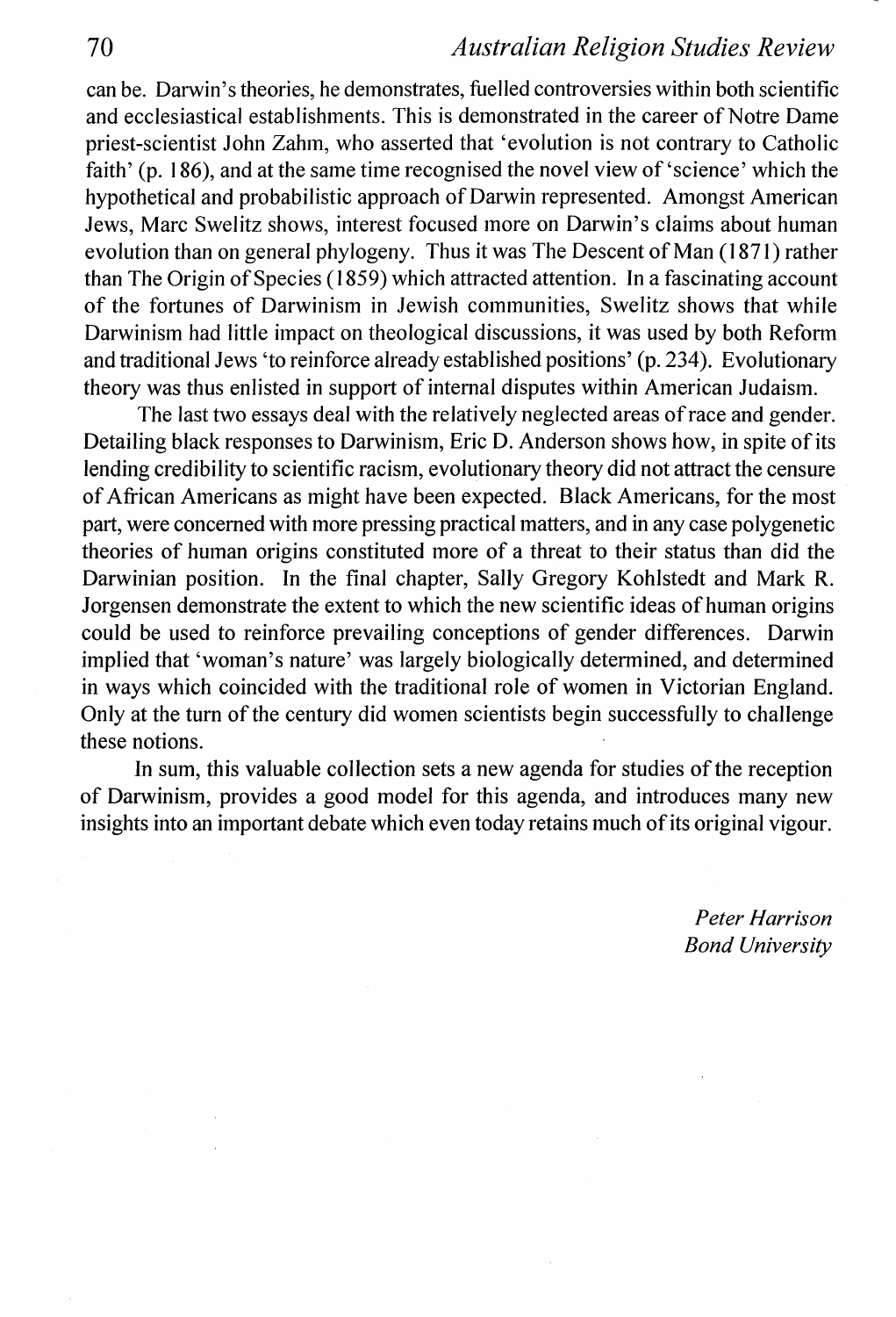can be. Darwin's theories, he demonstrates, fuelled controversies within both scientific and ecclesiastical establishments. This is demonstrated in the career of Notre Dame priest-scientist John Zahm, who asserted that 'evolution is not contrary to Catholic faith' (p. 186), and at the same time recognised the novel view of 'science' which the hypothetical and probabilistic approach of Darwin represented. Amongst American Jews, Marc Swelitz shows, interest focused more on Darwin's claims about human evolution than on general phylogeny. Thus it was The Descent of Man (1871) rather than The Origin of Species (1859) which attracted attention. In a fascinating account of the fortunes of Darwinism in Jewish communities, Swelitz shows that while Darwinism had little impact on theological discussions, it was used by both Reform and traditional Jews 'to reinforce already established positions' (p. 234). Evolutionary theory was thus enlisted in support of internal disputes within American Judaism.

The last two essays deal with the relatively neglected areas of race and gender. Detailing black responses to Darwinism, Eric D. Anderson shows how, in spite of its lending credibility to scientific racism, evolutionary theory did not attract the censure of African Americans as might have been expected. Black Americans, for the most part, were concerned with more pressing practical matters, and in any case polygenetic theories of human origins constituted more of a threat to their status than did the Darwinian position. In the final chapter, Sally Gregory Kohlstedt and Mark R. Jorgensen demonstrate the extent to which the new scientific ideas of human origins could be used to reinforce prevailing conceptions of gender differences. Darwin implied that 'woman's nature' was largely biologically determined, and determined in ways which coincided with the traditional role of women in Victorian England. Only at the turn of the century did women scientists begin successfully to challenge these notions.

In sum, this valuable collection sets a new agenda for studies of the reception of Darwinism, provides a good model for this agenda, and introduces many new insights into an important debate which even today retains much of its original vigour.

*Peter Harrison*
*Bond University*